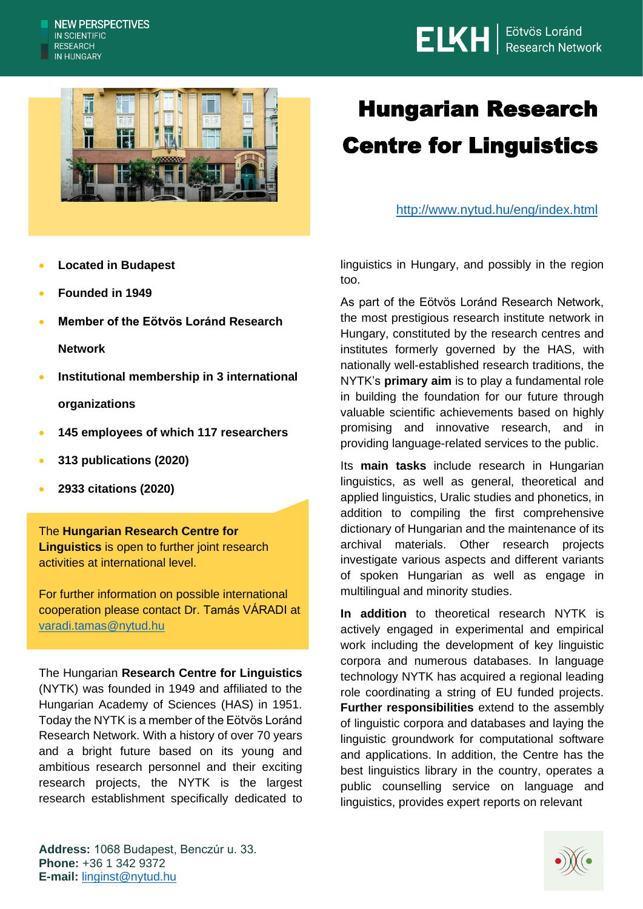NEW PERSPECTIVES IN SCIENTIFIC RESEARCH IN HUNGARY

ELKH | Eötvös Loránd Research Network

# Hungarian Research Centre for Linguistics

http://www.nytud.hu/eng/index.html

- **Located in Budapest**
- **Founded in 1949**
- **Member of the Eötvös Loránd Research Network**
- **Institutional membership in 3 international organizations**
- **145 employees of which 117 researchers**
- **313 publications (2020)**
- **2933 citations (2020)**

The **Hungarian Research Centre for Linguistics** is open to further joint research activities at international level.

For further information on possible international cooperation please contact Dr. Tamás VÁRADI at varadi.tamas@nytud.hu

The Hungarian **Research Centre for Linguistics** (NYTK) was founded in 1949 and affiliated to the Hungarian Academy of Sciences (HAS) in 1951. Today the NYTK is a member of the Eötvös Loránd Research Network. With a history of over 70 years and a bright future based on its young and ambitious research personnel and their exciting research projects, the NYTK is the largest research establishment specifically dedicated to linguistics in Hungary, and possibly in the region too.

As part of the Eötvös Loránd Research Network, the most prestigious research institute network in Hungary, constituted by the research centres and institutes formerly governed by the HAS, with nationally well-established research traditions, the NYTK's **primary aim** is to play a fundamental role in building the foundation for our future through valuable scientific achievements based on highly promising and innovative research, and in providing language-related services to the public.

Its **main tasks** include research in Hungarian linguistics, as well as general, theoretical and applied linguistics, Uralic studies and phonetics, in addition to compiling the first comprehensive dictionary of Hungarian and the maintenance of its archival materials. Other research projects investigate various aspects and different variants of spoken Hungarian as well as engage in multilingual and minority studies.

**In addition** to theoretical research NYTK is actively engaged in experimental and empirical work including the development of key linguistic corpora and numerous databases. In language technology NYTK has acquired a regional leading role coordinating a string of EU funded projects. **Further responsibilities** extend to the assembly of linguistic corpora and databases and laying the linguistic groundwork for computational software and applications. In addition, the Centre has the best linguistics library in the country, operates a public counselling service on language and linguistics, provides expert reports on relevant

**Address:** 1068 Budapest, Benczúr u. 33.
**Phone:** +36 1 342 9372
**E-mail:** linginst@nytud.hu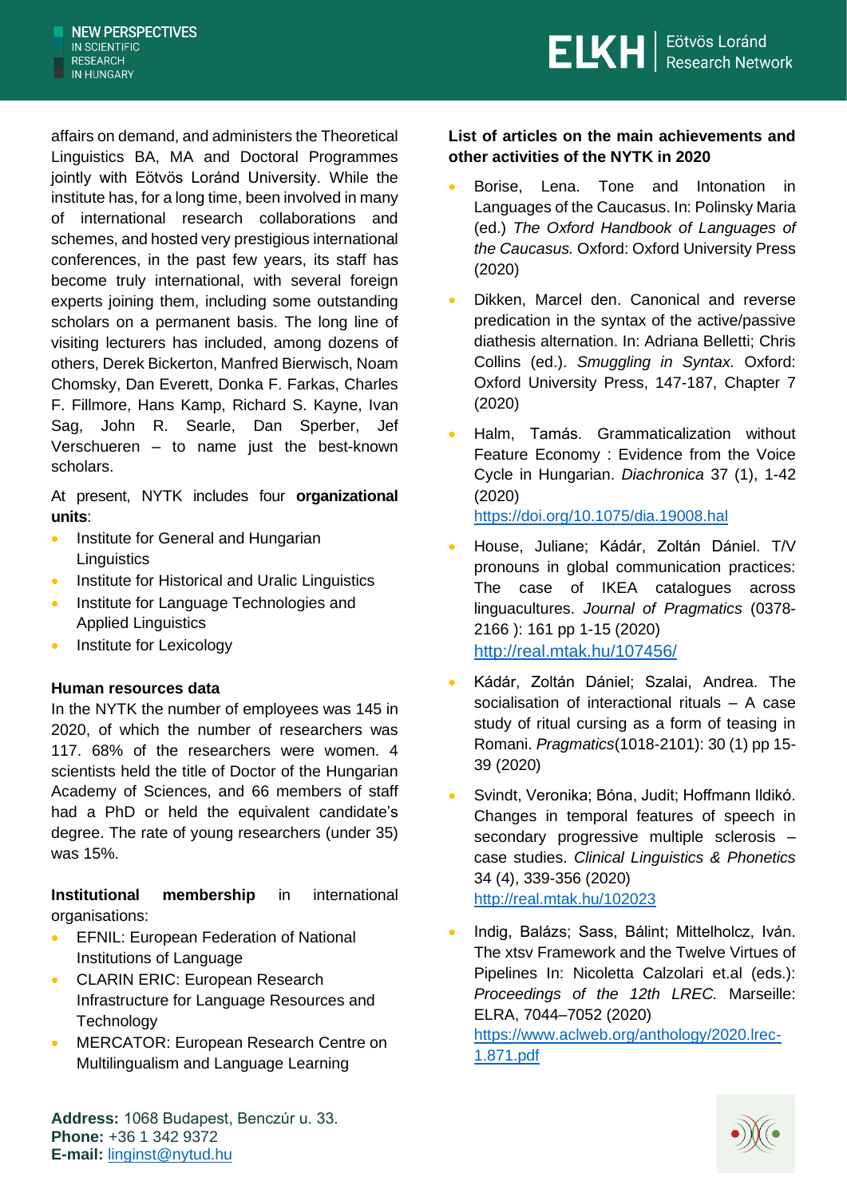affairs on demand, and administers the Theoretical Linguistics BA, MA and Doctoral Programmes jointly with Eötvös Loránd University. While the institute has, for a long time, been involved in many of international research collaborations and schemes, and hosted very prestigious international conferences, in the past few years, its staff has become truly international, with several foreign experts joining them, including some outstanding scholars on a permanent basis. The long line of visiting lecturers has included, among dozens of others, Derek Bickerton, Manfred Bierwisch, Noam Chomsky, Dan Everett, Donka F. Farkas, Charles F. Fillmore, Hans Kamp, Richard S. Kayne, Ivan Sag, John R. Searle, Dan Sperber, Jef Verschueren – to name just the best-known scholars.

At present, NYTK includes four **organizational units**:

- Institute for General and Hungarian Linguistics
- Institute for Historical and Uralic Linguistics
- Institute for Language Technologies and Applied Linguistics
- Institute for Lexicology

**Human resources data**

In the NYTK the number of employees was 145 in 2020, of which the number of researchers was 117. 68% of the researchers were women. 4 scientists held the title of Doctor of the Hungarian Academy of Sciences, and 66 members of staff had a PhD or held the equivalent candidate's degree. The rate of young researchers (under 35) was 15%.

**Institutional membership** in international organisations:

- EFNIL: European Federation of National Institutions of Language
- CLARIN ERIC: European Research Infrastructure for Language Resources and Technology
- MERCATOR: European Research Centre on Multilingualism and Language Learning

**List of articles on the main achievements and other activities of the NYTK in 2020**

- Borise, Lena. Tone and Intonation in Languages of the Caucasus. In: Polinsky Maria (ed.) *The Oxford Handbook of Languages of the Caucasus.* Oxford: Oxford University Press (2020)
- Dikken, Marcel den. Canonical and reverse predication in the syntax of the active/passive diathesis alternation. In: Adriana Belletti; Chris Collins (ed.). *Smuggling in Syntax.* Oxford: Oxford University Press, 147-187, Chapter 7 (2020)
- Halm, Tamás. Grammaticalization without Feature Economy : Evidence from the Voice Cycle in Hungarian. *Diachronica* 37 (1), 1-42 (2020) https://doi.org/10.1075/dia.19008.hal
- House, Juliane; Kádár, Zoltán Dániel. T/V pronouns in global communication practices: The case of IKEA catalogues across linguacultures. *Journal of Pragmatics* (0378-2166 ): 161 pp 1-15 (2020) http://real.mtak.hu/107456/
- Kádár, Zoltán Dániel; Szalai, Andrea. The socialisation of interactional rituals – A case study of ritual cursing as a form of teasing in Romani. *Pragmatics*(1018-2101): 30 (1) pp 15-39 (2020)
- Svindt, Veronika; Bóna, Judit; Hoffmann Ildikó. Changes in temporal features of speech in secondary progressive multiple sclerosis – case studies. *Clinical Linguistics & Phonetics* 34 (4), 339-356 (2020) http://real.mtak.hu/102023
- Indig, Balázs; Sass, Bálint; Mittelholcz, Iván. The xtsv Framework and the Twelve Virtues of Pipelines In: Nicoletta Calzolari et.al (eds.): *Proceedings of the 12th LREC.* Marseille: ELRA, 7044–7052 (2020) https://www.aclweb.org/anthology/2020.lrec-1.871.pdf

**Address:** 1068 Budapest, Benczúr u. 33.
**Phone:** +36 1 342 9372
**E-mail:** linginst@nytud.hu